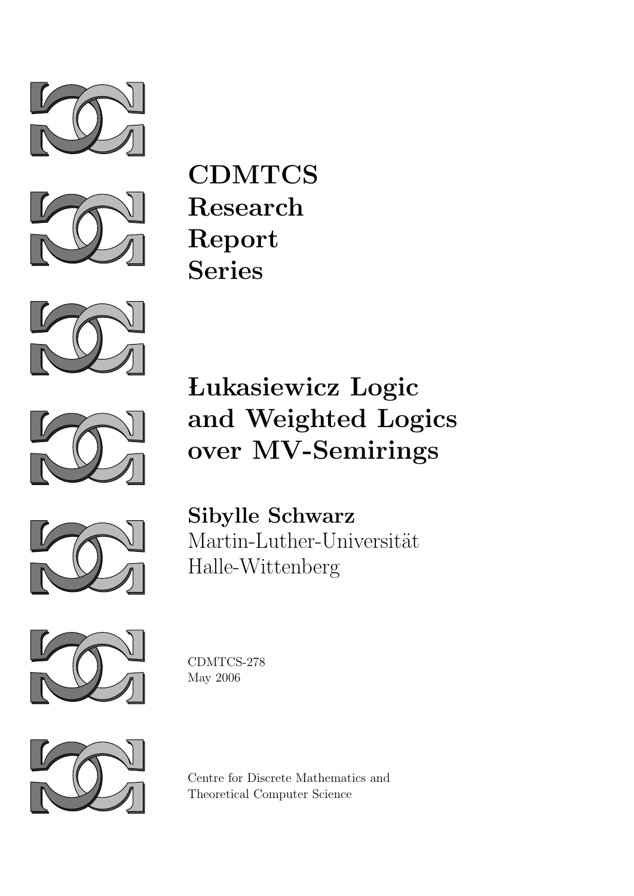**CDMTCS**
**Research**
**Report**
**Series**

# Łukasiewicz Logic and Weighted Logics over MV-Semirings

**Sibylle Schwarz**
Martin-Luther-Universität
Halle-Wittenberg

CDMTCS-278
May 2006

Centre for Discrete Mathematics and
Theoretical Computer Science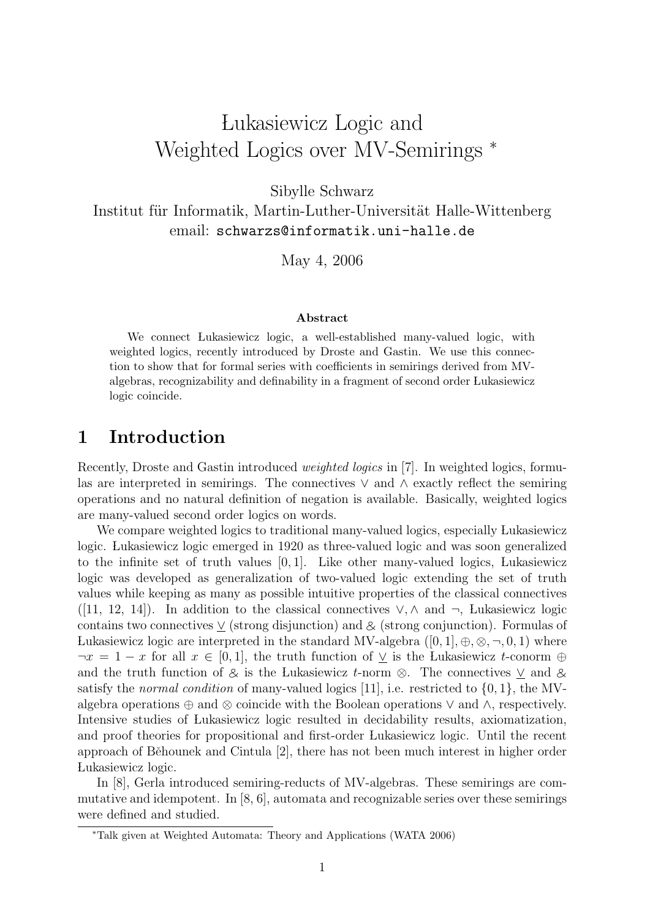# Łukasiewicz Logic and Weighted Logics over MV-Semirings *

Sibylle Schwarz

Institut für Informatik, Martin-Luther-Universität Halle-Wittenberg

email: `schwarzs@informatik.uni-halle.de`

May 4, 2006

**Abstract**

We connect Łukasiewicz logic, a well-established many-valued logic, with weighted logics, recently introduced by Droste and Gastin. We use this connection to show that for formal series with coefficients in semirings derived from MV-algebras, recognizability and definability in a fragment of second order Łukasiewicz logic coincide.

## 1 Introduction

Recently, Droste and Gastin introduced *weighted logics* in [7]. In weighted logics, formulas are interpreted in semirings. The connectives $\vee$ and $\wedge$ exactly reflect the semiring operations and no natural definition of negation is available. Basically, weighted logics are many-valued second order logics on words.

We compare weighted logics to traditional many-valued logics, especially Łukasiewicz logic. Łukasiewicz logic emerged in 1920 as three-valued logic and was soon generalized to the infinite set of truth values $[0, 1]$. Like other many-valued logics, Łukasiewicz logic was developed as generalization of two-valued logic extending the set of truth values while keeping as many as possible intuitive properties of the classical connectives ([11, 12, 14]). In addition to the classical connectives $\vee, \wedge$ and $\neg$, Łukasiewicz logic contains two connectives $\underline{\vee}$ (strong disjunction) and $\&$ (strong conjunction). Formulas of Łukasiewicz logic are interpreted in the standard MV-algebra $([0, 1], \oplus, \otimes, \neg, 0, 1)$ where $\neg x = 1 - x$ for all $x \in [0, 1]$, the truth function of $\underline{\vee}$ is the Łukasiewicz $t$-conorm $\oplus$ and the truth function of $\&$ is the Łukasiewicz $t$-norm $\otimes$. The connectives $\underline{\vee}$ and $\&$ satisfy the *normal condition* of many-valued logics [11], i.e. restricted to $\{0, 1\}$, the MV-algebra operations $\oplus$ and $\otimes$ coincide with the Boolean operations $\vee$ and $\wedge$, respectively. Intensive studies of Łukasiewicz logic resulted in decidability results, axiomatization, and proof theories for propositional and first-order Łukasiewicz logic. Until the recent approach of Běhounek and Cintula [2], there has not been much interest in higher order Łukasiewicz logic.

In [8], Gerla introduced semiring-reducts of MV-algebras. These semirings are commutative and idempotent. In [8, 6], automata and recognizable series over these semirings were defined and studied.

*Talk given at Weighted Automata: Theory and Applications (WATA 2006)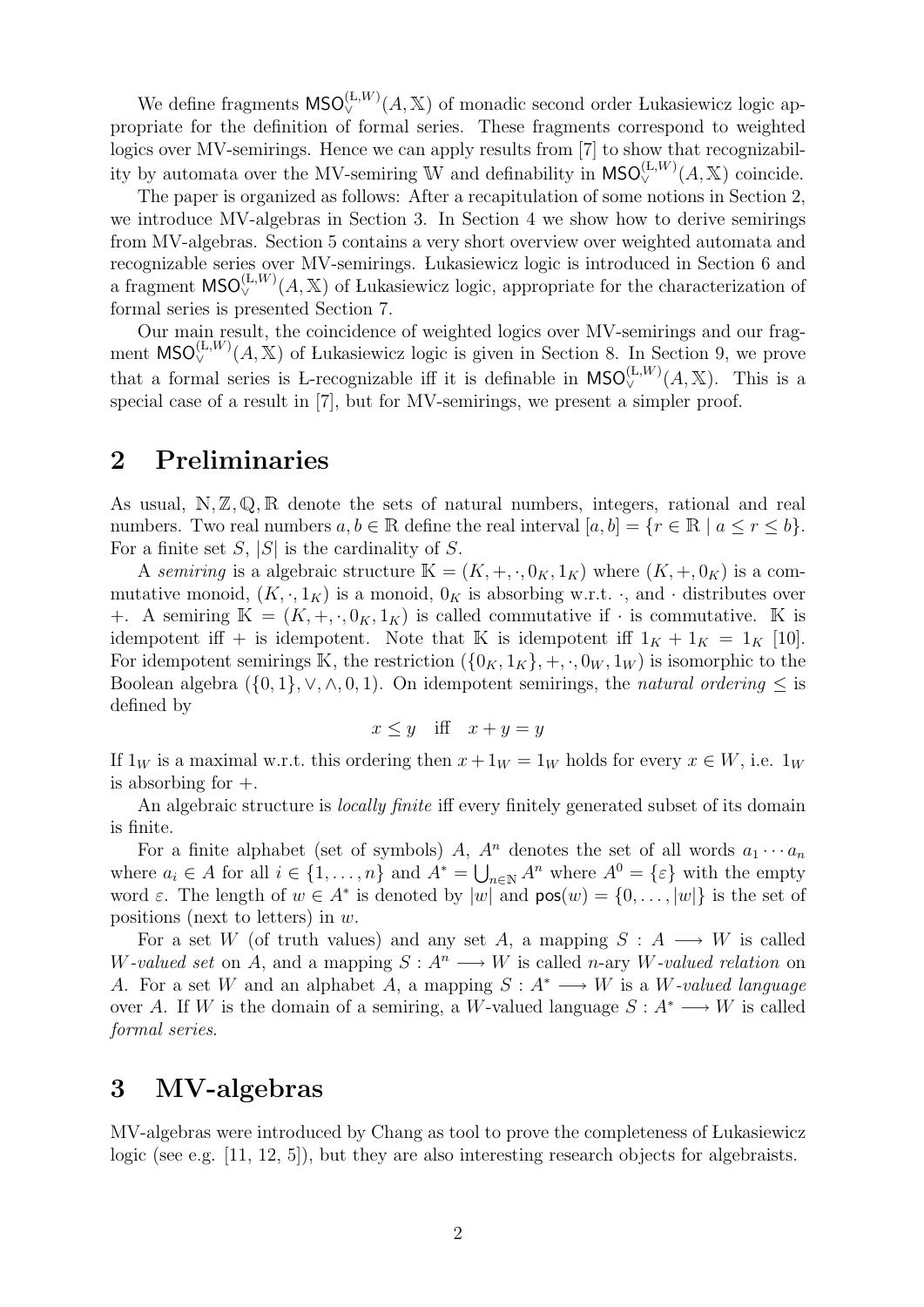We define fragments $\mathsf{MSO}_{\vee}^{(\text{Ł},W)}(A,\mathbb{X})$ of monadic second order Łukasiewicz logic appropriate for the definition of formal series. These fragments correspond to weighted logics over MV-semirings. Hence we can apply results from [7] to show that recognizability by automata over the MV-semiring $\mathbb{W}$ and definability in $\mathsf{MSO}_{\vee}^{(\text{Ł},W)}(A,\mathbb{X})$ coincide.

The paper is organized as follows: After a recapitulation of some notions in Section 2, we introduce MV-algebras in Section 3. In Section 4 we show how to derive semirings from MV-algebras. Section 5 contains a very short overview over weighted automata and recognizable series over MV-semirings. Łukasiewicz logic is introduced in Section 6 and a fragment $\mathsf{MSO}_{\vee}^{(\text{Ł},W)}(A,\mathbb{X})$ of Łukasiewicz logic, appropriate for the characterization of formal series is presented Section 7.

Our main result, the coincidence of weighted logics over MV-semirings and our fragment $\mathsf{MSO}_{\vee}^{(\text{Ł},W)}(A,\mathbb{X})$ of Łukasiewicz logic is given in Section 8. In Section 9, we prove that a formal series is Ł-recognizable iff it is definable in $\mathsf{MSO}_{\vee}^{(\text{Ł},W)}(A,\mathbb{X})$. This is a special case of a result in [7], but for MV-semirings, we present a simpler proof.

## 2 Preliminaries

As usual, $\mathbb{N},\mathbb{Z},\mathbb{Q},\mathbb{R}$ denote the sets of natural numbers, integers, rational and real numbers. Two real numbers $a,b\in\mathbb{R}$ define the real interval $[a,b]=\{r\in\mathbb{R}\mid a\leq r\leq b\}$. For a finite set $S$, $|S|$ is the cardinality of $S$.

A *semiring* is a algebraic structure $\mathbb{K}=(K,+,\cdot,0_K,1_K)$ where $(K,+,0_K)$ is a commutative monoid, $(K,\cdot,1_K)$ is a monoid, $0_K$ is absorbing w.r.t. $\cdot$, and $\cdot$ distributes over $+$. A semiring $\mathbb{K}=(K,+,\cdot,0_K,1_K)$ is called commutative if $\cdot$ is commutative. $\mathbb{K}$ is idempotent iff $+$ is idempotent. Note that $\mathbb{K}$ is idempotent iff $1_K+1_K=1_K$ [10]. For idempotent semirings $\mathbb{K}$, the restriction $(\{0_K,1_K\},+,\cdot,0_W,1_W)$ is isomorphic to the Boolean algebra $(\{0,1\},\vee,\wedge,0,1)$. On idempotent semirings, the *natural ordering* $\leq$ is defined by

$$x\leq y \quad \text{iff} \quad x+y=y$$

If $1_W$ is a maximal w.r.t. this ordering then $x+1_W=1_W$ holds for every $x\in W$, i.e. $1_W$ is absorbing for $+$.

An algebraic structure is *locally finite* iff every finitely generated subset of its domain is finite.

For a finite alphabet (set of symbols) $A$, $A^n$ denotes the set of all words $a_1\cdots a_n$ where $a_i\in A$ for all $i\in\{1,\ldots,n\}$ and $A^*=\bigcup_{n\in\mathbb{N}}A^n$ where $A^0=\{\varepsilon\}$ with the empty word $\varepsilon$. The length of $w\in A^*$ is denoted by $|w|$ and $\mathsf{pos}(w)=\{0,\ldots,|w|\}$ is the set of positions (next to letters) in $w$.

For a set $W$ (of truth values) and any set $A$, a mapping $S:A\longrightarrow W$ is called *$W$-valued set* on $A$, and a mapping $S:A^n\longrightarrow W$ is called $n$-ary *$W$-valued relation* on $A$. For a set $W$ and an alphabet $A$, a mapping $S:A^*\longrightarrow W$ is a *$W$-valued language* over $A$. If $W$ is the domain of a semiring, a $W$-valued language $S:A^*\longrightarrow W$ is called *formal series*.

## 3 MV-algebras

MV-algebras were introduced by Chang as tool to prove the completeness of Łukasiewicz logic (see e.g. [11, 12, 5]), but they are also interesting research objects for algebraists.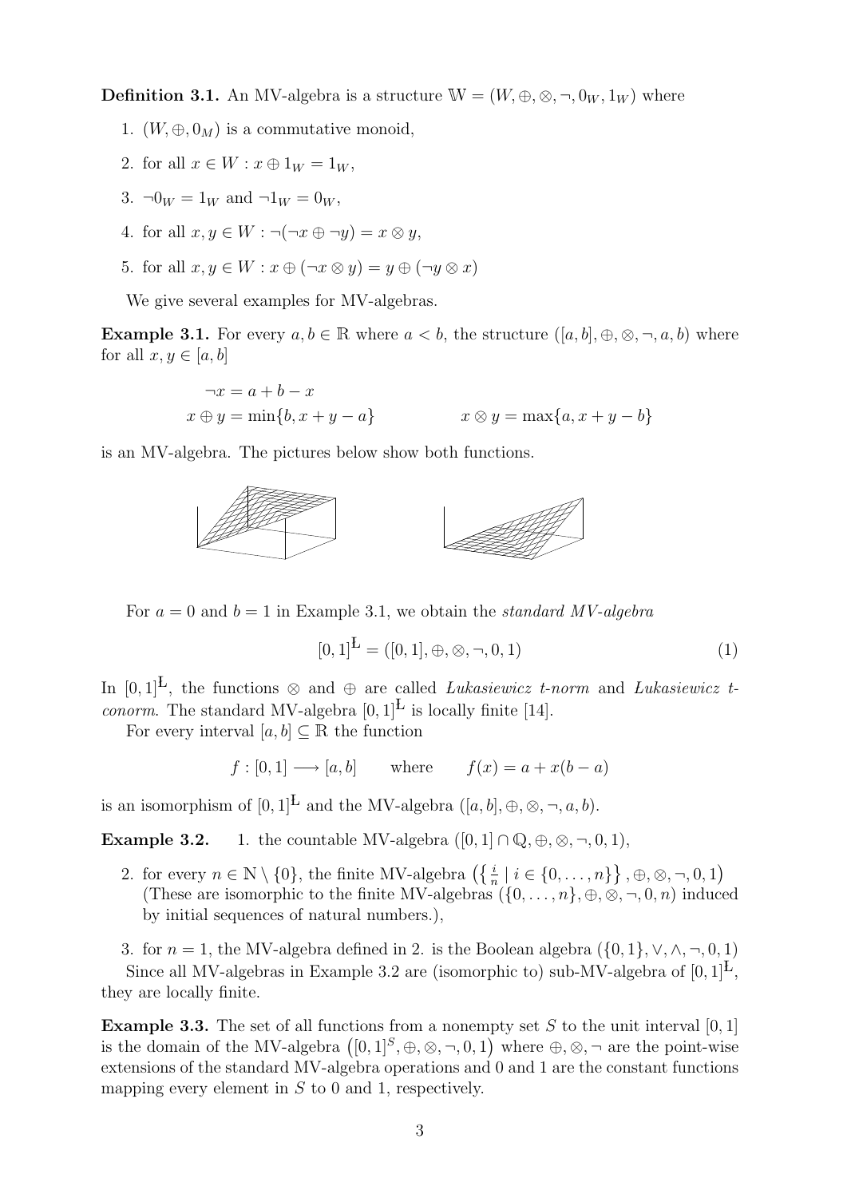**Definition 3.1.** An MV-algebra is a structure $\mathbb{W} = (W, \oplus, \otimes, \neg, 0_W, 1_W)$ where

1. $(W, \oplus, 0_M)$ is a commutative monoid,
2. for all $x \in W : x \oplus 1_W = 1_W$,
3. $\neg 0_W = 1_W$ and $\neg 1_W = 0_W$,
4. for all $x, y \in W : \neg(\neg x \oplus \neg y) = x \otimes y$,
5. for all $x, y \in W : x \oplus (\neg x \otimes y) = y \oplus (\neg y \otimes x)$

We give several examples for MV-algebras.

**Example 3.1.** For every $a, b \in \mathbb{R}$ where $a < b$, the structure $([a, b], \oplus, \otimes, \neg, a, b)$ where for all $x, y \in [a, b]$

$$\neg x = a + b - x$$

$$x \oplus y = \min\{b, x + y - a\} \qquad\qquad x \otimes y = \max\{a, x + y - b\}$$

is an MV-algebra. The pictures below show both functions.

For $a = 0$ and $b = 1$ in Example 3.1, we obtain the *standard MV-algebra*

$$[0,1]^{\text{Ł}} = ([0,1], \oplus, \otimes, \neg, 0, 1) \tag{1}$$

In $[0,1]^{\text{Ł}}$, the functions $\otimes$ and $\oplus$ are called *Lukasiewicz t-norm* and *Lukasiewicz t-conorm*. The standard MV-algebra $[0,1]^{\text{Ł}}$ is locally finite [14].

For every interval $[a, b] \subseteq \mathbb{R}$ the function

$$f : [0,1] \longrightarrow [a, b] \qquad \text{where} \qquad f(x) = a + x(b - a)$$

is an isomorphism of $[0,1]^{\text{Ł}}$ and the MV-algebra $([a, b], \oplus, \otimes, \neg, a, b)$.

**Example 3.2.**

1. the countable MV-algebra $([0,1] \cap \mathbb{Q}, \oplus, \otimes, \neg, 0, 1)$,
2. for every $n \in \mathbb{N} \setminus \{0\}$, the finite MV-algebra $\left(\left\{ \frac{i}{n} \mid i \in \{0, \ldots, n\}\right\}, \oplus, \otimes, \neg, 0, 1\right)$ (These are isomorphic to the finite MV-algebras $(\{0, \ldots, n\}, \oplus, \otimes, \neg, 0, n)$ induced by initial sequences of natural numbers.),
3. for $n = 1$, the MV-algebra defined in 2. is the Boolean algebra $(\{0, 1\}, \vee, \wedge, \neg, 0, 1)$

Since all MV-algebras in Example 3.2 are (isomorphic to) sub-MV-algebra of $[0,1]^{\text{Ł}}$, they are locally finite.

**Example 3.3.** The set of all functions from a nonempty set $S$ to the unit interval $[0, 1]$ is the domain of the MV-algebra $\left([0,1]^S, \oplus, \otimes, \neg, 0, 1\right)$ where $\oplus, \otimes, \neg$ are the point-wise extensions of the standard MV-algebra operations and 0 and 1 are the constant functions mapping every element in $S$ to 0 and 1, respectively.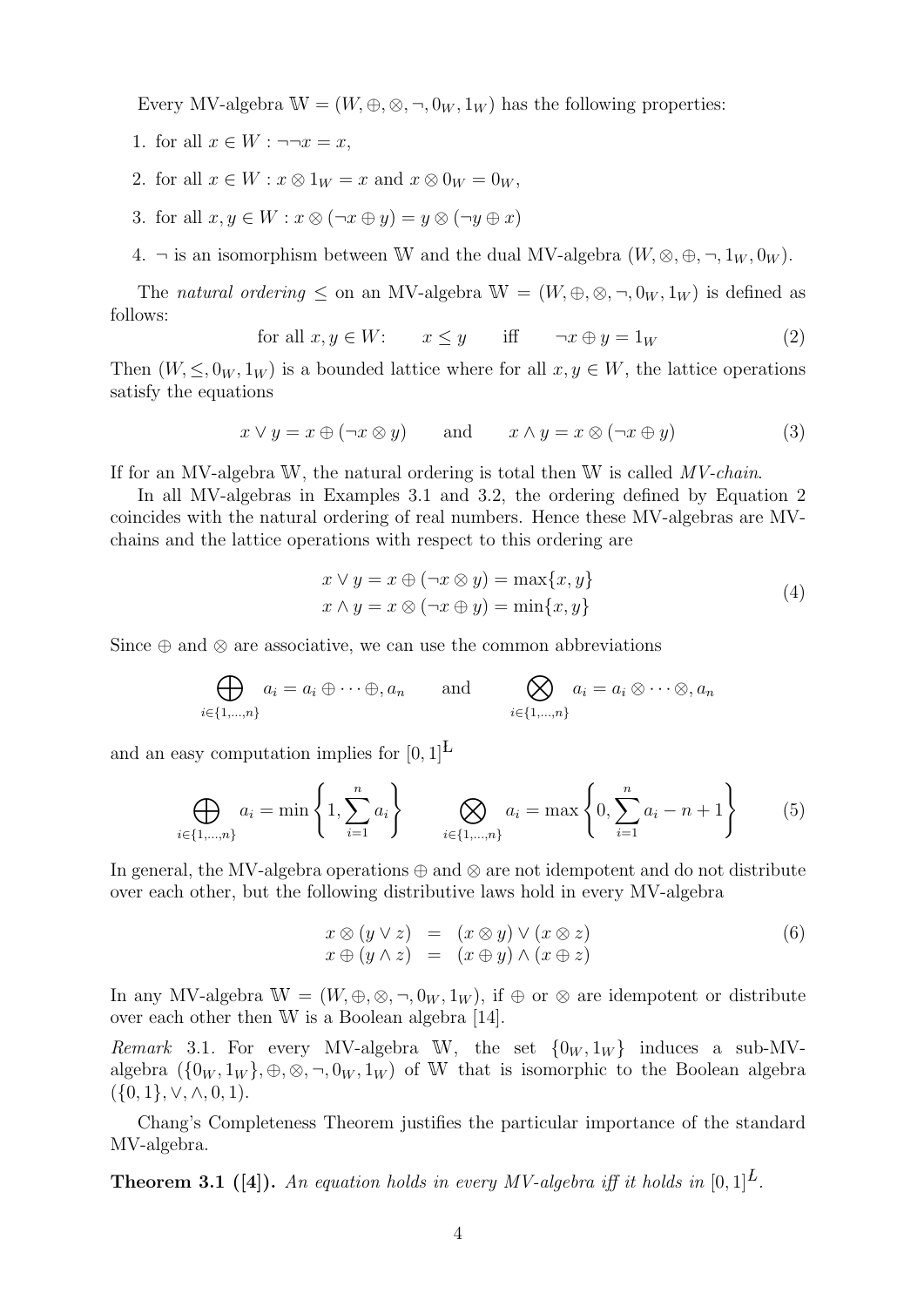Every MV-algebra $\mathbb{W} = (W, \oplus, \otimes, \neg, 0_W, 1_W)$ has the following properties:

1. for all $x \in W : \neg\neg x = x$,
2. for all $x \in W : x \otimes 1_W = x$ and $x \otimes 0_W = 0_W$,
3. for all $x, y \in W : x \otimes (\neg x \oplus y) = y \otimes (\neg y \oplus x)$
4. $\neg$ is an isomorphism between $\mathbb{W}$ and the dual MV-algebra $(W, \otimes, \oplus, \neg, 1_W, 0_W)$.

The *natural ordering* $\leq$ on an MV-algebra $\mathbb{W} = (W, \oplus, \otimes, \neg, 0_W, 1_W)$ is defined as follows:

$$\text{for all } x, y \in W: \qquad x \leq y \qquad \text{iff} \qquad \neg x \oplus y = 1_W \tag{2}$$

Then $(W, \leq, 0_W, 1_W)$ is a bounded lattice where for all $x, y \in W$, the lattice operations satisfy the equations

$$x \vee y = x \oplus (\neg x \otimes y) \qquad \text{and} \qquad x \wedge y = x \otimes (\neg x \oplus y) \tag{3}$$

If for an MV-algebra $\mathbb{W}$, the natural ordering is total then $\mathbb{W}$ is called *MV-chain*.

In all MV-algebras in Examples 3.1 and 3.2, the ordering defined by Equation 2 coincides with the natural ordering of real numbers. Hence these MV-algebras are MV-chains and the lattice operations with respect to this ordering are

$$\begin{aligned} x \vee y &= x \oplus (\neg x \otimes y) = \max\{x, y\} \\ x \wedge y &= x \otimes (\neg x \oplus y) = \min\{x, y\} \end{aligned} \tag{4}$$

Since $\oplus$ and $\otimes$ are associative, we can use the common abbreviations

$$\bigoplus_{i \in \{1,\ldots,n\}} a_i = a_i \oplus \cdots \oplus, a_n \qquad \text{and} \qquad \bigotimes_{i \in \{1,\ldots,n\}} a_i = a_i \otimes \cdots \otimes, a_n$$

and an easy computation implies for $[0,1]^{\text{L}}$

$$\bigoplus_{i \in \{1,\ldots,n\}} a_i = \min\left\{1, \sum_{i=1}^{n} a_i\right\} \qquad \bigotimes_{i \in \{1,\ldots,n\}} a_i = \max\left\{0, \sum_{i=1}^{n} a_i - n + 1\right\} \tag{5}$$

In general, the MV-algebra operations $\oplus$ and $\otimes$ are not idempotent and do not distribute over each other, but the following distributive laws hold in every MV-algebra

$$\begin{aligned} x \otimes (y \vee z) &= (x \otimes y) \vee (x \otimes z) \\ x \oplus (y \wedge z) &= (x \oplus y) \wedge (x \oplus z) \end{aligned} \tag{6}$$

In any MV-algebra $\mathbb{W} = (W, \oplus, \otimes, \neg, 0_W, 1_W)$, if $\oplus$ or $\otimes$ are idempotent or distribute over each other then $\mathbb{W}$ is a Boolean algebra [14].

*Remark* 3.1. For every MV-algebra $\mathbb{W}$, the set $\{0_W, 1_W\}$ induces a sub-MV-algebra $(\{0_W, 1_W\}, \oplus, \otimes, \neg, 0_W, 1_W)$ of $\mathbb{W}$ that is isomorphic to the Boolean algebra $(\{0, 1\}, \vee, \wedge, 0, 1)$.

Chang's Completeness Theorem justifies the particular importance of the standard MV-algebra.

**Theorem 3.1 ([4]).** *An equation holds in every MV-algebra iff it holds in* $[0,1]^{\text{L}}$.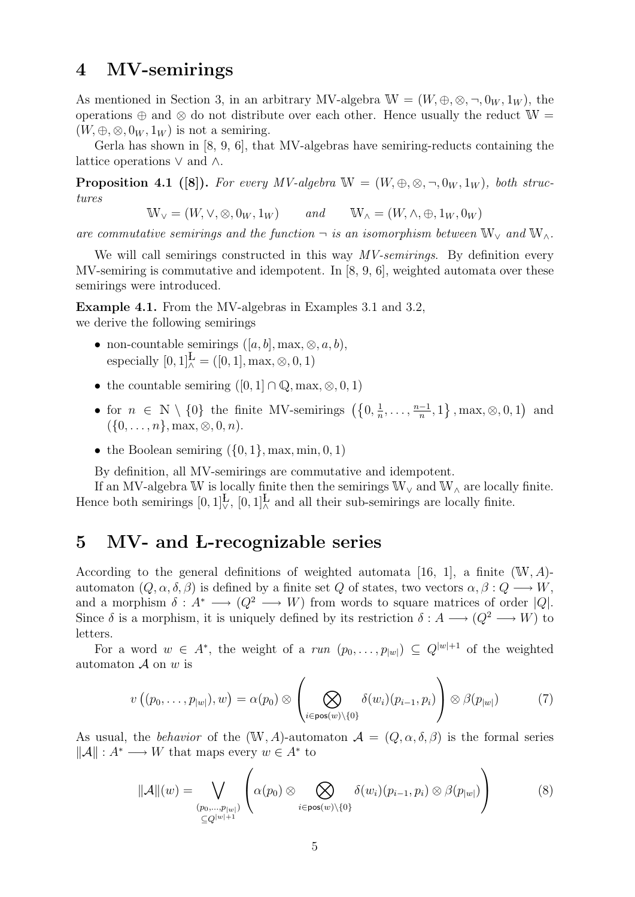# 4 MV-semirings

As mentioned in Section 3, in an arbitrary MV-algebra $\mathbb{W} = (W, \oplus, \otimes, \neg, 0_W, 1_W)$, the operations $\oplus$ and $\otimes$ do not distribute over each other. Hence usually the reduct $\mathbb{W} = (W, \oplus, \otimes, 0_W, 1_W)$ is not a semiring.

Gerla has shown in [8, 9, 6], that MV-algebras have semiring-reducts containing the lattice operations $\vee$ and $\wedge$.

**Proposition 4.1 ([8]).** *For every MV-algebra $\mathbb{W} = (W, \oplus, \otimes, \neg, 0_W, 1_W)$, both structures*

$$\mathbb{W}_\vee = (W, \vee, \otimes, 0_W, 1_W) \qquad and \qquad \mathbb{W}_\wedge = (W, \wedge, \oplus, 1_W, 0_W)$$

*are commutative semirings and the function $\neg$ is an isomorphism between $\mathbb{W}_\vee$ and $\mathbb{W}_\wedge$.*

We will call semirings constructed in this way *MV-semirings*. By definition every MV-semiring is commutative and idempotent. In [8, 9, 6], weighted automata over these semirings were introduced.

**Example 4.1.** From the MV-algebras in Examples 3.1 and 3.2, we derive the following semirings

- non-countable semirings $([a, b], \max, \otimes, a, b)$, especially $[0, 1]^{\text{Ł}}_\wedge = ([0, 1], \max, \otimes, 0, 1)$
- the countable semiring $([0, 1] \cap \mathbb{Q}, \max, \otimes, 0, 1)$
- for $n \in \mathbb{N} \setminus \{0\}$ the finite MV-semirings $\left(\left\{0, \frac{1}{n}, \ldots, \frac{n-1}{n}, 1\right\}, \max, \otimes, 0, 1\right)$ and $(\{0, \ldots, n\}, \max, \otimes, 0, n)$.
- the Boolean semiring $(\{0, 1\}, \max, \min, 0, 1)$

By definition, all MV-semirings are commutative and idempotent.

If an MV-algebra $\mathbb{W}$ is locally finite then the semirings $\mathbb{W}_\vee$ and $\mathbb{W}_\wedge$ are locally finite. Hence both semirings $[0, 1]^{\text{Ł}}_\vee$, $[0, 1]^{\text{Ł}}_\wedge$ and all their sub-semirings are locally finite.

# 5 MV- and Ł-recognizable series

According to the general definitions of weighted automata [16, 1], a finite $(\mathbb{W}, A)$-automaton $(Q, \alpha, \delta, \beta)$ is defined by a finite set $Q$ of states, two vectors $\alpha, \beta : Q \longrightarrow W$, and a morphism $\delta : A^* \longrightarrow (Q^2 \longrightarrow W)$ from words to square matrices of order $|Q|$. Since $\delta$ is a morphism, it is uniquely defined by its restriction $\delta : A \longrightarrow (Q^2 \longrightarrow W)$ to letters.

For a word $w \in A^*$, the weight of a *run* $(p_0, \ldots, p_{|w|}) \subseteq Q^{|w|+1}$ of the weighted automaton $\mathcal{A}$ on $w$ is

$$v\left((p_0, \ldots, p_{|w|}), w\right) = \alpha(p_0) \otimes \left( \bigotimes_{i \in \mathsf{pos}(w) \setminus \{0\}} \delta(w_i)(p_{i-1}, p_i) \right) \otimes \beta(p_{|w|}) \tag{7}$$

As usual, the *behavior* of the $(\mathbb{W}, A)$-automaton $\mathcal{A} = (Q, \alpha, \delta, \beta)$ is the formal series $\|\mathcal{A}\| : A^* \longrightarrow W$ that maps every $w \in A^*$ to

$$\|\mathcal{A}\|(w) = \bigvee_{\substack{(p_0, \ldots, p_{|w|}) \\ \subseteq Q^{|w|+1}}} \left( \alpha(p_0) \otimes \bigotimes_{i \in \mathsf{pos}(w) \setminus \{0\}} \delta(w_i)(p_{i-1}, p_i) \otimes \beta(p_{|w|}) \right) \tag{8}$$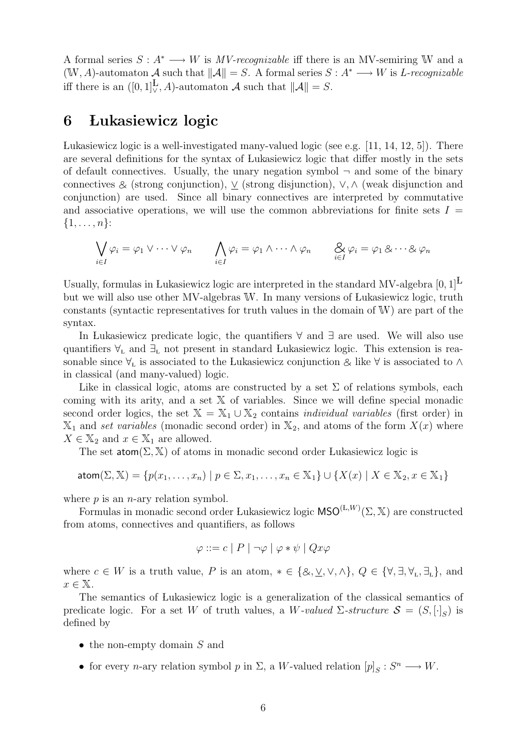A formal series $S : A^* \longrightarrow W$ is *MV-recognizable* iff there is an MV-semiring $\mathbb{W}$ and a $(\mathbb{W}, A)$-automaton $\mathcal{A}$ such that $\|\mathcal{A}\| = S$. A formal series $S : A^* \longrightarrow W$ is *L-recognizable* iff there is an $([0,1]^{\text{Ł}}_{\vee}, A)$-automaton $\mathcal{A}$ such that $\|\mathcal{A}\| = S$.

# 6 Łukasiewicz logic

Łukasiewicz logic is a well-investigated many-valued logic (see e.g. [11, 14, 12, 5]). There are several definitions for the syntax of Łukasiewicz logic that differ mostly in the sets of default connectives. Usually, the unary negation symbol $\neg$ and some of the binary connectives $\&$ (strong conjunction), $\underline{\vee}$ (strong disjunction), $\vee, \wedge$ (weak disjunction and conjunction) are used. Since all binary connectives are interpreted by commutative and associative operations, we will use the common abbreviations for finite sets $I = \{1, \ldots, n\}$:

$$\bigvee_{i \in I} \varphi_i = \varphi_1 \vee \cdots \vee \varphi_n \qquad \bigwedge_{i \in I} \varphi_i = \varphi_1 \wedge \cdots \wedge \varphi_n \qquad \mathop{\&}_{i \in I} \varphi_i = \varphi_1 \& \cdots \& \varphi_n$$

Usually, formulas in Łukasiewicz logic are interpreted in the standard MV-algebra $[0,1]^{\text{Ł}}$ but we will also use other MV-algebras $\mathbb{W}$. In many versions of Łukasiewicz logic, truth constants (syntactic representatives for truth values in the domain of $\mathbb{W}$) are part of the syntax.

In Łukasiewicz predicate logic, the quantifiers $\forall$ and $\exists$ are used. We will also use quantifiers $\forall_{\text{Ł}}$ and $\exists_{\text{Ł}}$ not present in standard Łukasiewicz logic. This extension is reasonable since $\forall_{\text{Ł}}$ is associated to the Łukasiewicz conjunction $\&$ like $\forall$ is associated to $\wedge$ in classical (and many-valued) logic.

Like in classical logic, atoms are constructed by a set $\Sigma$ of relations symbols, each coming with its arity, and a set $\mathbb{X}$ of variables. Since we will define special monadic second order logics, the set $\mathbb{X} = \mathbb{X}_1 \cup \mathbb{X}_2$ contains *individual variables* (first order) in $\mathbb{X}_1$ and *set variables* (monadic second order) in $\mathbb{X}_2$, and atoms of the form $X(x)$ where $X \in \mathbb{X}_2$ and $x \in \mathbb{X}_1$ are allowed.

The set $\mathsf{atom}(\Sigma, \mathbb{X})$ of atoms in monadic second order Łukasiewicz logic is

$$\mathsf{atom}(\Sigma, \mathbb{X}) = \{p(x_1, \ldots, x_n) \mid p \in \Sigma, x_1, \ldots, x_n \in \mathbb{X}_1\} \cup \{X(x) \mid X \in \mathbb{X}_2, x \in \mathbb{X}_1\}$$

where $p$ is an $n$-ary relation symbol.

Formulas in monadic second order Łukasiewicz logic $\mathsf{MSO}^{(\text{Ł},W)}(\Sigma, \mathbb{X})$ are constructed from atoms, connectives and quantifiers, as follows

$$\varphi ::= c \mid P \mid \neg\varphi \mid \varphi * \psi \mid Qx\varphi$$

where $c \in W$ is a truth value, $P$ is an atom, $* \in \{\&, \underline{\vee}, \vee, \wedge\}$, $Q \in \{\forall, \exists, \forall_{\text{Ł}}, \exists_{\text{Ł}}\}$, and $x \in \mathbb{X}$.

The semantics of Łukasiewicz logic is a generalization of the classical semantics of predicate logic. For a set $W$ of truth values, a *$W$-valued $\Sigma$-structure* $\mathcal{S} = (S, [\cdot]_S)$ is defined by

- the non-empty domain $S$ and
- for every $n$-ary relation symbol $p$ in $\Sigma$, a $W$-valued relation $[p]_S : S^n \longrightarrow W$.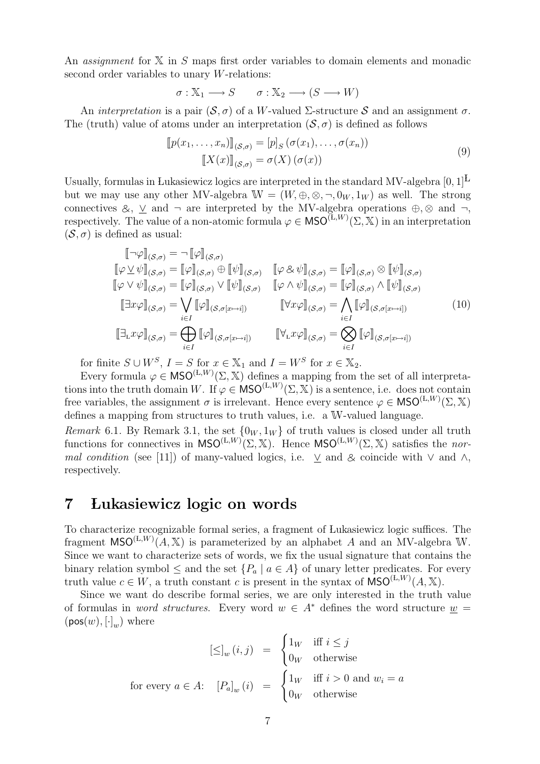An *assignment* for $\mathbb{X}$ in $S$ maps first order variables to domain elements and monadic second order variables to unary $W$-relations:

$$\sigma : \mathbb{X}_1 \longrightarrow S \qquad \sigma : \mathbb{X}_2 \longrightarrow (S \longrightarrow W)$$

An *interpretation* is a pair $(\mathcal{S}, \sigma)$ of a $W$-valued $\Sigma$-structure $\mathcal{S}$ and an assignment $\sigma$. The (truth) value of atoms under an interpretation $(\mathcal{S}, \sigma)$ is defined as follows

$$\begin{aligned} [\![p(x_1, \ldots, x_n)]\!]_{(\mathcal{S},\sigma)} &= [p]_S \,(\sigma(x_1), \ldots, \sigma(x_n)) \\ [\![X(x)]\!]_{(\mathcal{S},\sigma)} &= \sigma(X)\,(\sigma(x)) \end{aligned} \tag{9}$$

Usually, formulas in Łukasiewicz logics are interpreted in the standard MV-algebra $[0,1]^{\mathrm{Ł}}$ but we may use any other MV-algebra $\mathbb{W} = (W, \oplus, \otimes, \neg, 0_W, 1_W)$ as well. The strong connectives $\&$, $\underline{\vee}$ and $\neg$ are interpreted by the MV-algebra operations $\oplus, \otimes$ and $\neg$, respectively. The value of a non-atomic formula $\varphi \in \mathsf{MSO}^{(\mathrm{Ł},W)}(\Sigma, \mathbb{X})$ in an interpretation $(\mathcal{S}, \sigma)$ is defined as usual:

$$\begin{aligned} [\![\neg\varphi]\!]_{(\mathcal{S},\sigma)} &= \neg\, [\![\varphi]\!]_{(\mathcal{S},\sigma)} \\ [\![\varphi \,\underline{\vee}\, \psi]\!]_{(\mathcal{S},\sigma)} &= [\![\varphi]\!]_{(\mathcal{S},\sigma)} \oplus [\![\psi]\!]_{(\mathcal{S},\sigma)} \quad & [\![\varphi \,\&\, \psi]\!]_{(\mathcal{S},\sigma)} &= [\![\varphi]\!]_{(\mathcal{S},\sigma)} \otimes [\![\psi]\!]_{(\mathcal{S},\sigma)} \\ [\![\varphi \vee \psi]\!]_{(\mathcal{S},\sigma)} &= [\![\varphi]\!]_{(\mathcal{S},\sigma)} \vee [\![\psi]\!]_{(\mathcal{S},\sigma)} \quad & [\![\varphi \wedge \psi]\!]_{(\mathcal{S},\sigma)} &= [\![\varphi]\!]_{(\mathcal{S},\sigma)} \wedge [\![\psi]\!]_{(\mathcal{S},\sigma)} \\ [\![\exists x\varphi]\!]_{(\mathcal{S},\sigma)} &= \bigvee_{i\in I} [\![\varphi]\!]_{(\mathcal{S},\sigma[x\mapsto i])} & [\![\forall x\varphi]\!]_{(\mathcal{S},\sigma)} &= \bigwedge_{i\in I} [\![\varphi]\!]_{(\mathcal{S},\sigma[x\mapsto i])} \\ [\![\exists_{\mathrm{Ł}} x\varphi]\!]_{(\mathcal{S},\sigma)} &= \bigoplus_{i\in I} [\![\varphi]\!]_{(\mathcal{S},\sigma[x\mapsto i])} & [\![\forall_{\mathrm{Ł}} x\varphi]\!]_{(\mathcal{S},\sigma)} &= \bigotimes_{i\in I} [\![\varphi]\!]_{(\mathcal{S},\sigma[x\mapsto i])} \end{aligned} \tag{10}$$

for finite $S \cup W^S$, $I = S$ for $x \in \mathbb{X}_1$ and $I = W^S$ for $x \in \mathbb{X}_2$.

Every formula $\varphi \in \mathsf{MSO}^{(\mathrm{Ł},W)}(\Sigma, \mathbb{X})$ defines a mapping from the set of all interpretations into the truth domain $W$. If $\varphi \in \mathsf{MSO}^{(\mathrm{Ł},W)}(\Sigma, \mathbb{X})$ is a sentence, i.e. does not contain free variables, the assignment $\sigma$ is irrelevant. Hence every sentence $\varphi \in \mathsf{MSO}^{(\mathrm{Ł},W)}(\Sigma, \mathbb{X})$ defines a mapping from structures to truth values, i.e. a $\mathbb{W}$-valued language.

*Remark* 6.1. By Remark 3.1, the set $\{0_W, 1_W\}$ of truth values is closed under all truth functions for connectives in $\mathsf{MSO}^{(\mathrm{Ł},W)}(\Sigma, \mathbb{X})$. Hence $\mathsf{MSO}^{(\mathrm{Ł},W)}(\Sigma, \mathbb{X})$ satisfies the *normal condition* (see [11]) of many-valued logics, i.e. $\underline{\vee}$ and $\&$ coincide with $\vee$ and $\wedge$, respectively.

## 7 Łukasiewicz logic on words

To characterize recognizable formal series, a fragment of Łukasiewicz logic suffices. The fragment $\mathsf{MSO}^{(\mathrm{Ł},W)}(A, \mathbb{X})$ is parameterized by an alphabet $A$ and an MV-algebra $\mathbb{W}$. Since we want to characterize sets of words, we fix the usual signature that contains the binary relation symbol $\leq$ and the set $\{P_a \mid a \in A\}$ of unary letter predicates. For every truth value $c \in W$, a truth constant $c$ is present in the syntax of $\mathsf{MSO}^{(\mathrm{Ł},W)}(A, \mathbb{X})$.

Since we want do describe formal series, we are only interested in the truth value of formulas in *word structures*. Every word $w \in A^*$ defines the word structure $\underline{w} = (\mathsf{pos}(w), [\cdot]_w)$ where

$$[\leq]_w\,(i,j) \;=\; \begin{cases} 1_W & \text{iff } i \leq j \\ 0_W & \text{otherwise} \end{cases}$$

$$\text{for every } a \in A\text{:} \quad [P_a]_w\,(i) \;=\; \begin{cases} 1_W & \text{iff } i > 0 \text{ and } w_i = a \\ 0_W & \text{otherwise} \end{cases}$$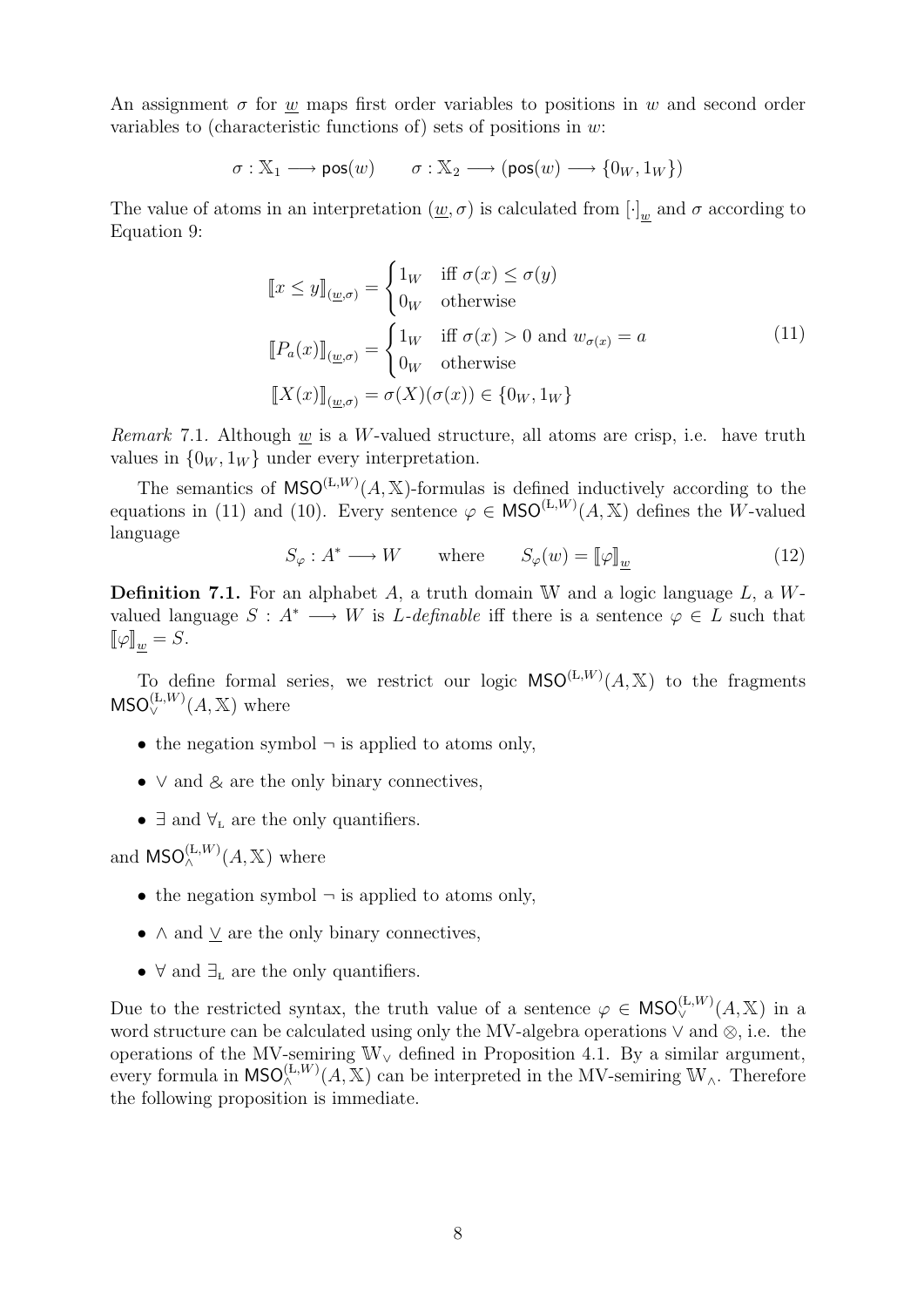An assignment $\sigma$ for $\underline{w}$ maps first order variables to positions in $w$ and second order variables to (characteristic functions of) sets of positions in $w$:

$$\sigma : \mathbb{X}_1 \longrightarrow \mathsf{pos}(w) \qquad \sigma : \mathbb{X}_2 \longrightarrow (\mathsf{pos}(w) \longrightarrow \{0_W, 1_W\})$$

The value of atoms in an interpretation $(\underline{w}, \sigma)$ is calculated from $[\cdot]_{\underline{w}}$ and $\sigma$ according to Equation 9:

$$\begin{aligned}
[\![x \leq y]\!]_{(\underline{w},\sigma)} &= \begin{cases} 1_W & \text{iff } \sigma(x) \leq \sigma(y) \\ 0_W & \text{otherwise} \end{cases} \\
[\![P_a(x)]\!]_{(\underline{w},\sigma)} &= \begin{cases} 1_W & \text{iff } \sigma(x) > 0 \text{ and } w_{\sigma(x)} = a \\ 0_W & \text{otherwise} \end{cases} \\
[\![X(x)]\!]_{(\underline{w},\sigma)} &= \sigma(X)(\sigma(x)) \in \{0_W, 1_W\}
\end{aligned} \tag{11}$$

*Remark* 7.1. Although $\underline{w}$ is a $W$-valued structure, all atoms are crisp, i.e. have truth values in $\{0_W, 1_W\}$ under every interpretation.

The semantics of $\mathsf{MSO}^{(\mathrm{L},W)}(A, \mathbb{X})$-formulas is defined inductively according to the equations in (11) and (10). Every sentence $\varphi \in \mathsf{MSO}^{(\mathrm{L},W)}(A, \mathbb{X})$ defines the $W$-valued language

$$S_\varphi : A^* \longrightarrow W \qquad \text{where} \qquad S_\varphi(w) = [\![\varphi]\!]_{\underline{w}} \tag{12}$$

**Definition 7.1.** For an alphabet $A$, a truth domain $\mathbb{W}$ and a logic language $L$, a $W$-valued language $S : A^* \longrightarrow W$ is *$L$-definable* iff there is a sentence $\varphi \in L$ such that $[\![\varphi]\!]_{\underline{w}} = S$.

To define formal series, we restrict our logic $\mathsf{MSO}^{(\mathrm{L},W)}(A, \mathbb{X})$ to the fragments $\mathsf{MSO}^{(\mathrm{L},W)}_{\vee}(A, \mathbb{X})$ where

- the negation symbol $\neg$ is applied to atoms only,
- $\vee$ and $\&$ are the only binary connectives,
- $\exists$ and $\forall_{\mathrm{L}}$ are the only quantifiers.

and $\mathsf{MSO}^{(\mathrm{L},W)}_{\wedge}(A, \mathbb{X})$ where

- the negation symbol $\neg$ is applied to atoms only,
- $\wedge$ and $\underline{\vee}$ are the only binary connectives,
- $\forall$ and $\exists_{\mathrm{L}}$ are the only quantifiers.

Due to the restricted syntax, the truth value of a sentence $\varphi \in \mathsf{MSO}^{(\mathrm{L},W)}_{\vee}(A, \mathbb{X})$ in a word structure can be calculated using only the MV-algebra operations $\vee$ and $\otimes$, i.e. the operations of the MV-semiring $\mathbb{W}_{\vee}$ defined in Proposition 4.1. By a similar argument, every formula in $\mathsf{MSO}^{(\mathrm{L},W)}_{\wedge}(A, \mathbb{X})$ can be interpreted in the MV-semiring $\mathbb{W}_{\wedge}$. Therefore the following proposition is immediate.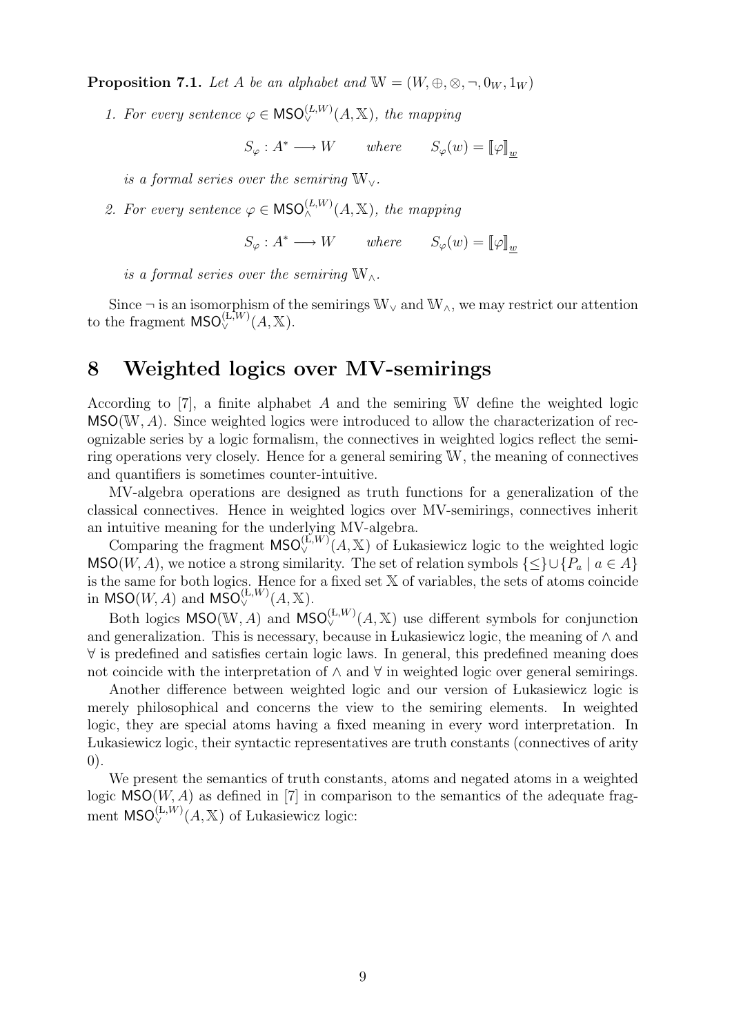**Proposition 7.1.** *Let $A$ be an alphabet and $\mathbb{W} = (W, \oplus, \otimes, \neg, 0_W, 1_W)$*

1. *For every sentence $\varphi \in \mathsf{MSO}_{\vee}^{(Ł,W)}(A, \mathbb{X})$, the mapping*

$$S_\varphi : A^* \longrightarrow W \qquad \text{where} \qquad S_\varphi(w) = [\![\varphi]\!]_{\underline{w}}$$

*is a formal series over the semiring $\mathbb{W}_\vee$.*

2. *For every sentence $\varphi \in \mathsf{MSO}_{\wedge}^{(Ł,W)}(A, \mathbb{X})$, the mapping*

$$S_\varphi : A^* \longrightarrow W \qquad \text{where} \qquad S_\varphi(w) = [\![\varphi]\!]_{\underline{w}}$$

*is a formal series over the semiring $\mathbb{W}_\wedge$.*

Since $\neg$ is an isomorphism of the semirings $\mathbb{W}_\vee$ and $\mathbb{W}_\wedge$, we may restrict our attention to the fragment $\mathsf{MSO}_{\vee}^{(Ł,W)}(A, \mathbb{X})$.

# 8 Weighted logics over MV-semirings

According to [7], a finite alphabet $A$ and the semiring $\mathbb{W}$ define the weighted logic $\mathsf{MSO}(\mathbb{W}, A)$. Since weighted logics were introduced to allow the characterization of recognizable series by a logic formalism, the connectives in weighted logics reflect the semiring operations very closely. Hence for a general semiring $\mathbb{W}$, the meaning of connectives and quantifiers is sometimes counter-intuitive.

MV-algebra operations are designed as truth functions for a generalization of the classical connectives. Hence in weighted logics over MV-semirings, connectives inherit an intuitive meaning for the underlying MV-algebra.

Comparing the fragment $\mathsf{MSO}_{\vee}^{(Ł,W)}(A, \mathbb{X})$ of Łukasiewicz logic to the weighted logic $\mathsf{MSO}(W, A)$, we notice a strong similarity. The set of relation symbols $\{\leq\} \cup \{P_a \mid a \in A\}$ is the same for both logics. Hence for a fixed set $\mathbb{X}$ of variables, the sets of atoms coincide in $\mathsf{MSO}(W, A)$ and $\mathsf{MSO}_{\vee}^{(Ł,W)}(A, \mathbb{X})$.

Both logics $\mathsf{MSO}(\mathbb{W}, A)$ and $\mathsf{MSO}_{\vee}^{(Ł,W)}(A, \mathbb{X})$ use different symbols for conjunction and generalization. This is necessary, because in Łukasiewicz logic, the meaning of $\wedge$ and $\forall$ is predefined and satisfies certain logic laws. In general, this predefined meaning does not coincide with the interpretation of $\wedge$ and $\forall$ in weighted logic over general semirings.

Another difference between weighted logic and our version of Łukasiewicz logic is merely philosophical and concerns the view to the semiring elements. In weighted logic, they are special atoms having a fixed meaning in every word interpretation. In Łukasiewicz logic, their syntactic representatives are truth constants (connectives of arity 0).

We present the semantics of truth constants, atoms and negated atoms in a weighted logic $\mathsf{MSO}(W, A)$ as defined in [7] in comparison to the semantics of the adequate fragment $\mathsf{MSO}_{\vee}^{(Ł,W)}(A, \mathbb{X})$ of Łukasiewicz logic: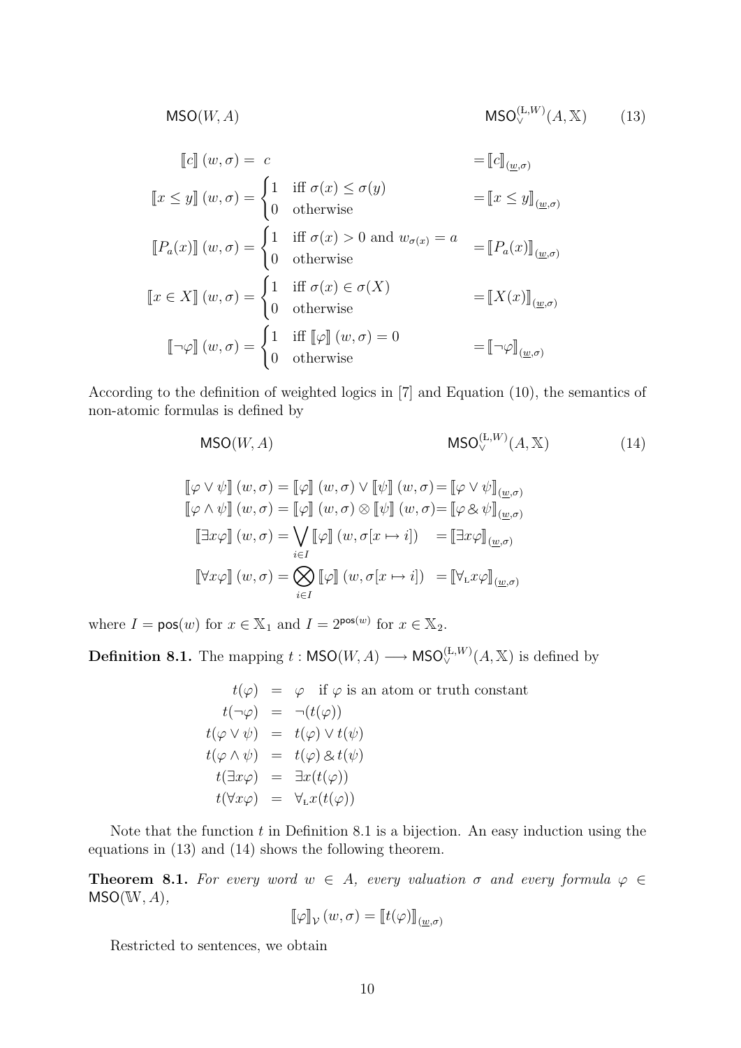$$\mathsf{MSO}(W,A) \qquad\qquad\qquad\qquad\qquad\qquad \mathsf{MSO}^{(\text{L},W)}_{\vee}(A,\mathbb{X}) \tag{13}$$

$$
\begin{aligned}
\llbracket c \rrbracket(w,\sigma) &= \ c && = \llbracket c \rrbracket_{(\underline{w},\sigma)} \\
\llbracket x \le y \rrbracket(w,\sigma) &= \begin{cases} 1 & \text{iff } \sigma(x) \le \sigma(y) \\ 0 & \text{otherwise} \end{cases} && = \llbracket x \le y \rrbracket_{(\underline{w},\sigma)} \\
\llbracket P_a(x) \rrbracket(w,\sigma) &= \begin{cases} 1 & \text{iff } \sigma(x) > 0 \text{ and } w_{\sigma(x)} = a \\ 0 & \text{otherwise} \end{cases} && = \llbracket P_a(x) \rrbracket_{(\underline{w},\sigma)} \\
\llbracket x \in X \rrbracket(w,\sigma) &= \begin{cases} 1 & \text{iff } \sigma(x) \in \sigma(X) \\ 0 & \text{otherwise} \end{cases} && = \llbracket X(x) \rrbracket_{(\underline{w},\sigma)} \\
\llbracket \neg\varphi \rrbracket(w,\sigma) &= \begin{cases} 1 & \text{iff } \llbracket \varphi \rrbracket(w,\sigma) = 0 \\ 0 & \text{otherwise} \end{cases} && = \llbracket \neg\varphi \rrbracket_{(\underline{w},\sigma)}
\end{aligned}
$$

According to the definition of weighted logics in [7] and Equation (10), the semantics of non-atomic formulas is defined by

$$\mathsf{MSO}(W,A) \qquad\qquad\qquad\qquad \mathsf{MSO}^{(\text{L},W)}_{\vee}(A,\mathbb{X}) \tag{14}$$

$$
\begin{aligned}
\llbracket \varphi \vee \psi \rrbracket(w,\sigma) &= \llbracket \varphi \rrbracket(w,\sigma) \vee \llbracket \psi \rrbracket(w,\sigma) = \llbracket \varphi \vee \psi \rrbracket_{(\underline{w},\sigma)} \\
\llbracket \varphi \wedge \psi \rrbracket(w,\sigma) &= \llbracket \varphi \rrbracket(w,\sigma) \otimes \llbracket \psi \rrbracket(w,\sigma) = \llbracket \varphi \,\&\, \psi \rrbracket_{(\underline{w},\sigma)} \\
\llbracket \exists x \varphi \rrbracket(w,\sigma) &= \bigvee_{i\in I} \llbracket \varphi \rrbracket(w,\sigma[x \mapsto i]) \quad = \llbracket \exists x \varphi \rrbracket_{(\underline{w},\sigma)} \\
\llbracket \forall x \varphi \rrbracket(w,\sigma) &= \bigotimes_{i\in I} \llbracket \varphi \rrbracket(w,\sigma[x \mapsto i]) \quad = \llbracket \forall_{\text{L}} x \varphi \rrbracket_{(\underline{w},\sigma)}
\end{aligned}
$$

where $I = \mathsf{pos}(w)$ for $x \in \mathbb{X}_1$ and $I = 2^{\mathsf{pos}(w)}$ for $x \in \mathbb{X}_2$.

**Definition 8.1.** The mapping $t : \mathsf{MSO}(W,A) \longrightarrow \mathsf{MSO}^{(\text{L},W)}_{\vee}(A,\mathbb{X})$ is defined by

$$
\begin{aligned}
t(\varphi) &= \varphi \quad \text{if } \varphi \text{ is an atom or truth constant} \\
t(\neg\varphi) &= \neg(t(\varphi)) \\
t(\varphi \vee \psi) &= t(\varphi) \vee t(\psi) \\
t(\varphi \wedge \psi) &= t(\varphi) \,\&\, t(\psi) \\
t(\exists x \varphi) &= \exists x (t(\varphi)) \\
t(\forall x \varphi) &= \forall_{\text{L}} x (t(\varphi))
\end{aligned}
$$

Note that the function $t$ in Definition 8.1 is a bijection. An easy induction using the equations in (13) and (14) shows the following theorem.

**Theorem 8.1.** *For every word $w \in A$, every valuation $\sigma$ and every formula $\varphi \in \mathsf{MSO}(\mathbb{W}, A)$,*

$$\llbracket \varphi \rrbracket_{\mathcal{V}}(w,\sigma) = \llbracket t(\varphi) \rrbracket_{(\underline{w},\sigma)}$$

Restricted to sentences, we obtain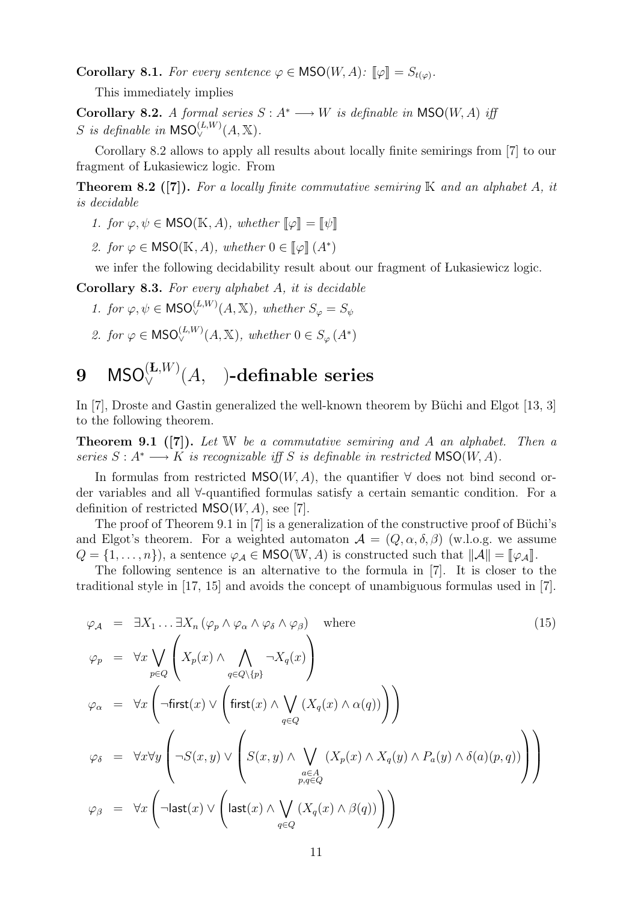**Corollary 8.1.** *For every sentence $\varphi \in \mathsf{MSO}(W, A)$: $[\![\varphi]\!] = S_{t(\varphi)}$.*

This immediately implies

**Corollary 8.2.** *A formal series $S : A^* \longrightarrow W$ is definable in $\mathsf{MSO}(W, A)$ iff $S$ is definable in $\mathsf{MSO}_\vee^{(L,W)}(A, \mathbb{X})$.*

Corollary 8.2 allows to apply all results about locally finite semirings from [7] to our fragment of Łukasiewicz logic. From

**Theorem 8.2 ([7]).** *For a locally finite commutative semiring $\mathbb{K}$ and an alphabet $A$, it is decidable*

1. *for $\varphi, \psi \in \mathsf{MSO}(\mathbb{K}, A)$, whether $[\![\varphi]\!] = [\![\psi]\!]$*
2. *for $\varphi \in \mathsf{MSO}(\mathbb{K}, A)$, whether $0 \in [\![\varphi]\!]\,(A^*)$*

we infer the following decidability result about our fragment of Łukasiewicz logic.

**Corollary 8.3.** *For every alphabet $A$, it is decidable*

1. *for $\varphi, \psi \in \mathsf{MSO}_\vee^{(L,W)}(A, \mathbb{X})$, whether $S_\varphi = S_\psi$*
2. *for $\varphi \in \mathsf{MSO}_\vee^{(L,W)}(A, \mathbb{X})$, whether $0 \in S_\varphi\,(A^*)$*

# 9 $\mathsf{MSO}_\vee^{(\text{Ł},W)}(A, \quad)$-definable series

In [7], Droste and Gastin generalized the well-known theorem by Büchi and Elgot [13, 3] to the following theorem.

**Theorem 9.1 ([7]).** *Let $\mathbb{W}$ be a commutative semiring and $A$ an alphabet. Then a series $S : A^* \longrightarrow K$ is recognizable iff $S$ is definable in restricted $\mathsf{MSO}(W, A)$.*

In formulas from restricted $\mathsf{MSO}(W, A)$, the quantifier $\forall$ does not bind second order variables and all $\forall$-quantified formulas satisfy a certain semantic condition. For a definition of restricted $\mathsf{MSO}(W, A)$, see [7].

The proof of Theorem 9.1 in [7] is a generalization of the constructive proof of Büchi's and Elgot's theorem. For a weighted automaton $\mathcal{A} = (Q, \alpha, \delta, \beta)$ (w.l.o.g. we assume $Q = \{1, \ldots, n\}$), a sentence $\varphi_\mathcal{A} \in \mathsf{MSO}(\mathbb{W}, A)$ is constructed such that $\|\mathcal{A}\| = [\![\varphi_\mathcal{A}]\!]$.

The following sentence is an alternative to the formula in [7]. It is closer to the traditional style in [17, 15] and avoids the concept of unambiguous formulas used in [7].

$$
\begin{aligned}
\varphi_\mathcal{A} &= \exists X_1 \ldots \exists X_n \left(\varphi_p \wedge \varphi_\alpha \wedge \varphi_\delta \wedge \varphi_\beta\right) \quad \text{where} \qquad (15)\\
\varphi_p &= \forall x \bigvee_{p \in Q} \left( X_p(x) \wedge \bigwedge_{q \in Q \setminus \{p\}} \neg X_q(x) \right)\\
\varphi_\alpha &= \forall x \left( \neg \mathsf{first}(x) \vee \left( \mathsf{first}(x) \wedge \bigvee_{q \in Q} \left(X_q(x) \wedge \alpha(q)\right) \right) \right)\\
\varphi_\delta &= \forall x \forall y \left( \neg S(x,y) \vee \left( S(x,y) \wedge \bigvee_{\substack{a \in A \\ p,q \in Q}} \left(X_p(x) \wedge X_q(y) \wedge P_a(y) \wedge \delta(a)(p,q)\right) \right) \right)\\
\varphi_\beta &= \forall x \left( \neg \mathsf{last}(x) \vee \left( \mathsf{last}(x) \wedge \bigvee_{q \in Q} \left(X_q(x) \wedge \beta(q)\right) \right) \right)
\end{aligned}
$$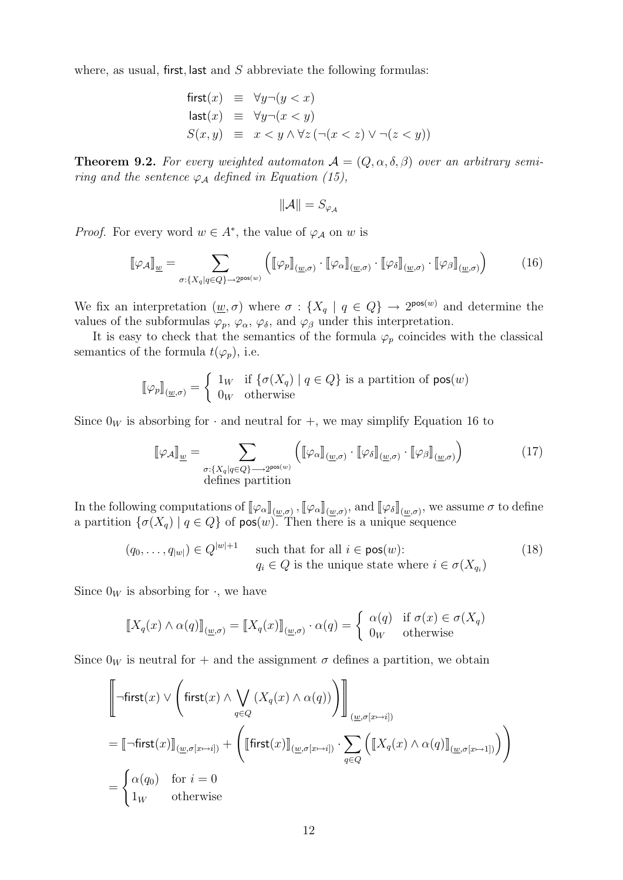where, as usual, first, last and $S$ abbreviate the following formulas:

$$
\begin{aligned}
\mathsf{first}(x) &\equiv \forall y \neg(y < x) \\
\mathsf{last}(x) &\equiv \forall y \neg(x < y) \\
S(x,y) &\equiv x < y \wedge \forall z\,(\neg(x < z) \vee \neg(z < y))
\end{aligned}
$$

**Theorem 9.2.** *For every weighted automaton $\mathcal{A} = (Q, \alpha, \delta, \beta)$ over an arbitrary semiring and the sentence $\varphi_{\mathcal{A}}$ defined in Equation (15),*

$$
\|\mathcal{A}\| = S_{\varphi_{\mathcal{A}}}
$$

*Proof.* For every word $w \in A^*$, the value of $\varphi_{\mathcal{A}}$ on $w$ is

$$
[\![\varphi_{\mathcal{A}}]\!]_{\underline{w}} = \sum_{\sigma : \{X_q \mid q \in Q\} \to 2^{\mathsf{pos}(w)}} \left( [\![\varphi_p]\!]_{(\underline{w},\sigma)} \cdot [\![\varphi_\alpha]\!]_{(\underline{w},\sigma)} \cdot [\![\varphi_\delta]\!]_{(\underline{w},\sigma)} \cdot [\![\varphi_\beta]\!]_{(\underline{w},\sigma)} \right) \tag{16}
$$

We fix an interpretation $(\underline{w}, \sigma)$ where $\sigma : \{X_q \mid q \in Q\} \to 2^{\mathsf{pos}(w)}$ and determine the values of the subformulas $\varphi_p$, $\varphi_\alpha$, $\varphi_\delta$, and $\varphi_\beta$ under this interpretation.

It is easy to check that the semantics of the formula $\varphi_p$ coincides with the classical semantics of the formula $t(\varphi_p)$, i.e.

$$
[\![\varphi_p]\!]_{(\underline{w},\sigma)} = \begin{cases} 1_W & \text{if } \{\sigma(X_q) \mid q \in Q\} \text{ is a partition of } \mathsf{pos}(w) \\ 0_W & \text{otherwise} \end{cases}
$$

Since $0_W$ is absorbing for $\cdot$ and neutral for $+$, we may simplify Equation 16 to

$$
[\![\varphi_{\mathcal{A}}]\!]_{\underline{w}} = \sum_{\substack{\sigma : \{X_q \mid q \in Q\} \longrightarrow 2^{\mathsf{pos}(w)} \\ \text{defines partition}}} \left( [\![\varphi_\alpha]\!]_{(\underline{w},\sigma)} \cdot [\![\varphi_\delta]\!]_{(\underline{w},\sigma)} \cdot [\![\varphi_\beta]\!]_{(\underline{w},\sigma)} \right) \tag{17}
$$

In the following computations of $[\![\varphi_\alpha]\!]_{(\underline{w},\sigma)}$, $[\![\varphi_\alpha]\!]_{(\underline{w},\sigma)}$, and $[\![\varphi_\delta]\!]_{(\underline{w},\sigma)}$, we assume $\sigma$ to define a partition $\{\sigma(X_q) \mid q \in Q\}$ of $\mathsf{pos}(w)$. Then there is a unique sequence

$$
(q_0, \ldots, q_{|w|}) \in Q^{|w|+1} \qquad \begin{array}{l} \text{such that for all } i \in \mathsf{pos}(w)\text{:} \\ q_i \in Q \text{ is the unique state where } i \in \sigma(X_{q_i}) \end{array} \tag{18}
$$

Since $0_W$ is absorbing for $\cdot$, we have

$$
[\![X_q(x) \wedge \alpha(q)]\!]_{(\underline{w},\sigma)} = [\![X_q(x)]\!]_{(\underline{w},\sigma)} \cdot \alpha(q) = \begin{cases} \alpha(q) & \text{if } \sigma(x) \in \sigma(X_q) \\ 0_W & \text{otherwise} \end{cases}
$$

Since $0_W$ is neutral for $+$ and the assignment $\sigma$ defines a partition, we obtain

$$
\begin{aligned}
&\left[\!\!\left[ \neg\mathsf{first}(x) \vee \left( \mathsf{first}(x) \wedge \bigvee_{q \in Q} (X_q(x) \wedge \alpha(q)) \right) \right]\!\!\right]_{(\underline{w},\sigma[x \mapsto i])} \\
&= [\![\neg\mathsf{first}(x)]\!]_{(\underline{w},\sigma[x \mapsto i])} + \left( [\![\mathsf{first}(x)]\!]_{(\underline{w},\sigma[x \mapsto i])} \cdot \sum_{q \in Q} \left( [\![X_q(x) \wedge \alpha(q)]\!]_{(\underline{w},\sigma[x \mapsto 1])} \right) \right) \\
&= \begin{cases} \alpha(q_0) & \text{for } i = 0 \\ 1_W & \text{otherwise} \end{cases}
\end{aligned}
$$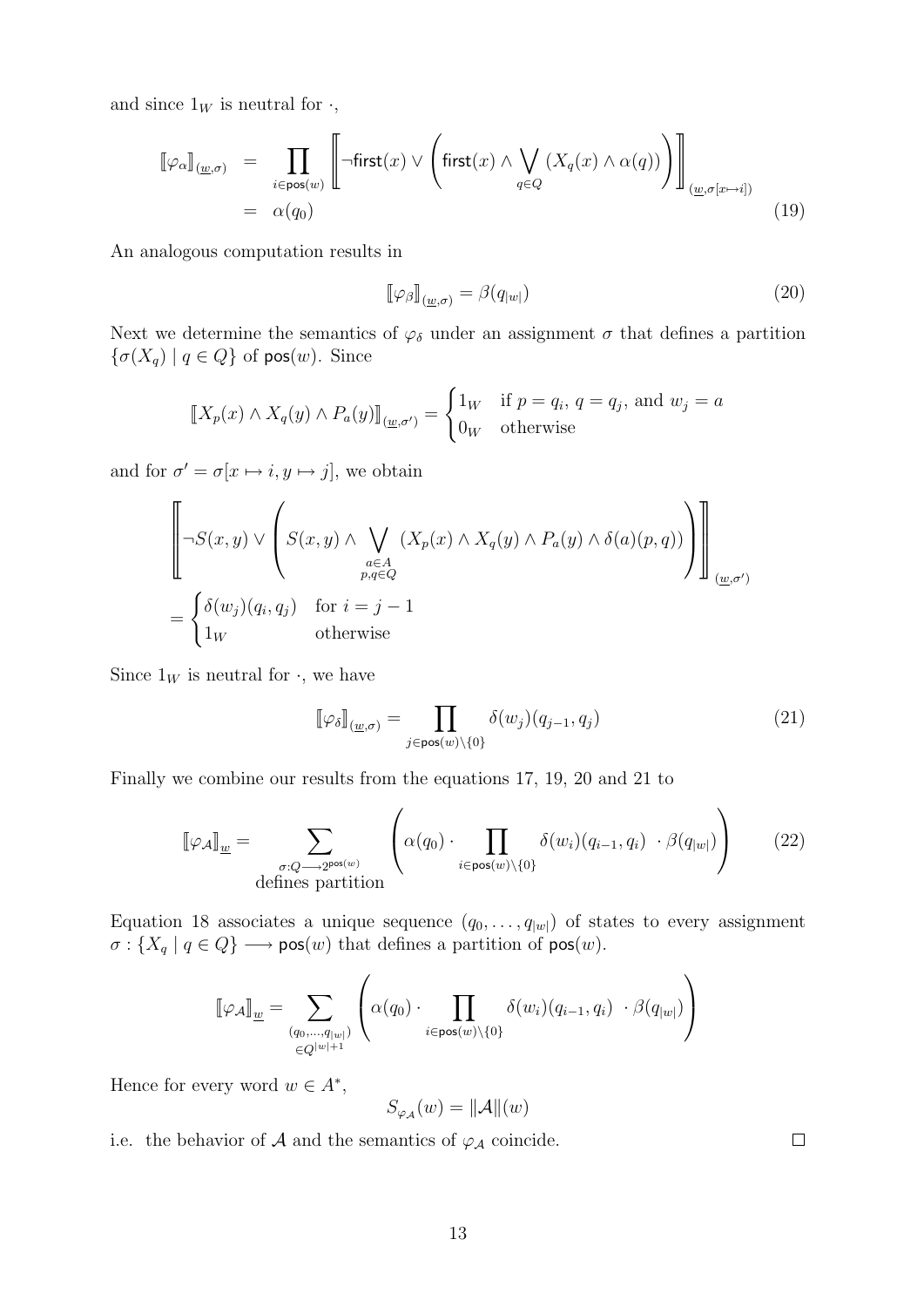and since $1_W$ is neutral for $\cdot$,

$$
\begin{aligned}
[\![\varphi_\alpha]\!]_{(\underline{w},\sigma)} &= \prod_{i\in\mathsf{pos}(w)} \left[\!\!\left[\neg\mathsf{first}(x) \vee \left(\mathsf{first}(x) \wedge \bigvee_{q\in Q} (X_q(x) \wedge \alpha(q))\right)\right]\!\!\right]_{(\underline{w},\sigma[x\mapsto i])} \\
&= \alpha(q_0)
\end{aligned}
\tag{19}
$$

An analogous computation results in

$$
[\![\varphi_\beta]\!]_{(\underline{w},\sigma)} = \beta(q_{|w|}) \tag{20}
$$

Next we determine the semantics of $\varphi_\delta$ under an assignment $\sigma$ that defines a partition $\{\sigma(X_q) \mid q \in Q\}$ of $\mathsf{pos}(w)$. Since

$$
[\![X_p(x) \wedge X_q(y) \wedge P_a(y)]\!]_{(\underline{w},\sigma')} = \begin{cases} 1_W & \text{if } p = q_i,\ q = q_j, \text{ and } w_j = a \\ 0_W & \text{otherwise} \end{cases}
$$

and for $\sigma' = \sigma[x \mapsto i, y \mapsto j]$, we obtain

$$
\begin{aligned}
&\left[\!\!\left[\neg S(x,y) \vee \left(S(x,y) \wedge \bigvee_{\substack{a\in A\\ p,q\in Q}} (X_p(x) \wedge X_q(y) \wedge P_a(y) \wedge \delta(a)(p,q))\right)\right]\!\!\right]_{(\underline{w},\sigma')} \\
&= \begin{cases} \delta(w_j)(q_i, q_j) & \text{for } i = j-1 \\ 1_W & \text{otherwise} \end{cases}
\end{aligned}
$$

Since $1_W$ is neutral for $\cdot$, we have

$$
[\![\varphi_\delta]\!]_{(\underline{w},\sigma)} = \prod_{j\in\mathsf{pos}(w)\setminus\{0\}} \delta(w_j)(q_{j-1}, q_j) \tag{21}
$$

Finally we combine our results from the equations 17, 19, 20 and 21 to

$$
[\![\varphi_{\mathcal{A}}]\!]_{\underline{w}} = \sum_{\substack{\sigma: Q \longrightarrow 2^{\mathsf{pos}(w)}\\ \text{defines partition}}} \left(\alpha(q_0) \cdot \prod_{i\in\mathsf{pos}(w)\setminus\{0\}} \delta(w_i)(q_{i-1}, q_i) \ \cdot \beta(q_{|w|})\right) \tag{22}
$$

Equation 18 associates a unique sequence $(q_0, \ldots, q_{|w|})$ of states to every assignment $\sigma : \{X_q \mid q \in Q\} \longrightarrow \mathsf{pos}(w)$ that defines a partition of $\mathsf{pos}(w)$.

$$
[\![\varphi_{\mathcal{A}}]\!]_{\underline{w}} = \sum_{\substack{(q_0,\ldots,q_{|w|})\\ \in Q^{|w|+1}}} \left(\alpha(q_0) \cdot \prod_{i\in\mathsf{pos}(w)\setminus\{0\}} \delta(w_i)(q_{i-1}, q_i) \ \cdot \beta(q_{|w|})\right)
$$

Hence for every word $w \in A^*$,

$$
S_{\varphi_{\mathcal{A}}}(w) = \|\mathcal{A}\|(w)
$$

i.e. the behavior of $\mathcal{A}$ and the semantics of $\varphi_{\mathcal{A}}$ coincide. $\square$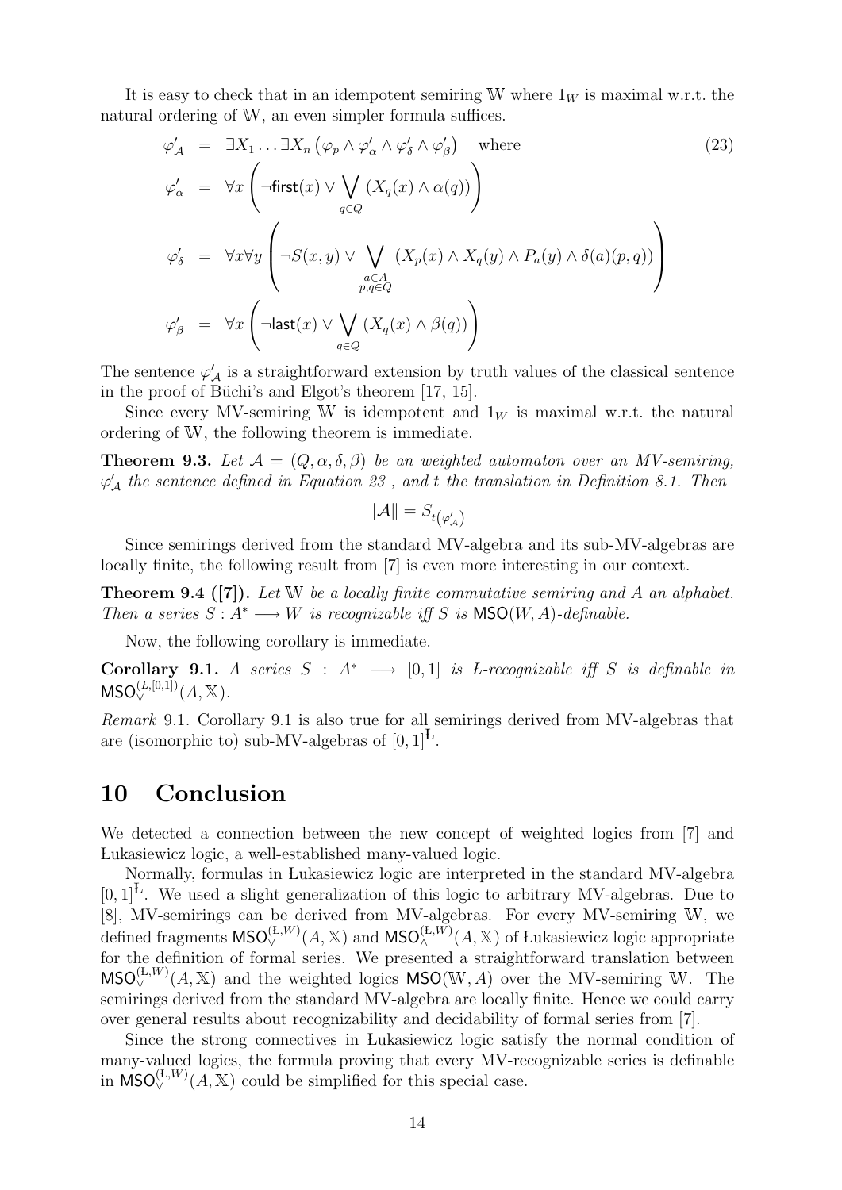It is easy to check that in an idempotent semiring $\mathbb{W}$ where $1_W$ is maximal w.r.t. the natural ordering of $\mathbb{W}$, an even simpler formula suffices.

$$
\begin{aligned}
\varphi'_{\mathcal{A}} &= \exists X_1 \ldots \exists X_n \left(\varphi_p \wedge \varphi'_\alpha \wedge \varphi'_\delta \wedge \varphi'_\beta\right) \quad \text{where} \\
\varphi'_\alpha &= \forall x \left(\neg \mathsf{first}(x) \vee \bigvee_{q \in Q} \left(X_q(x) \wedge \alpha(q)\right)\right) \\
\varphi'_\delta &= \forall x \forall y \left(\neg S(x,y) \vee \bigvee_{\substack{a \in A \\ p,q \in Q}} \left(X_p(x) \wedge X_q(y) \wedge P_a(y) \wedge \delta(a)(p,q)\right)\right) \\
\varphi'_\beta &= \forall x \left(\neg \mathsf{last}(x) \vee \bigvee_{q \in Q} \left(X_q(x) \wedge \beta(q)\right)\right)
\end{aligned}
\tag{23}
$$

The sentence $\varphi'_{\mathcal{A}}$ is a straightforward extension by truth values of the classical sentence in the proof of Büchi's and Elgot's theorem [17, 15].

Since every MV-semiring $\mathbb{W}$ is idempotent and $1_W$ is maximal w.r.t. the natural ordering of $\mathbb{W}$, the following theorem is immediate.

**Theorem 9.3.** *Let $\mathcal{A} = (Q, \alpha, \delta, \beta)$ be an weighted automaton over an MV-semiring, $\varphi'_{\mathcal{A}}$ the sentence defined in Equation 23 , and $t$ the translation in Definition 8.1. Then*

$$\|\mathcal{A}\| = S_{t\left(\varphi'_{\mathcal{A}}\right)}$$

Since semirings derived from the standard MV-algebra and its sub-MV-algebras are locally finite, the following result from [7] is even more interesting in our context.

**Theorem 9.4 ([7]).** *Let $\mathbb{W}$ be a locally finite commutative semiring and $A$ an alphabet. Then a series $S : A^* \longrightarrow W$ is recognizable iff $S$ is $\mathsf{MSO}(W, A)$-definable.*

Now, the following corollary is immediate.

**Corollary 9.1.** *A series $S : A^* \longrightarrow [0, 1]$ is L-recognizable iff $S$ is definable in $\mathsf{MSO}_\vee^{(L,[0,1])}(A, \mathbb{X})$.*

*Remark* 9.1. Corollary 9.1 is also true for all semirings derived from MV-algebras that are (isomorphic to) sub-MV-algebras of $[0, 1]^{\mathbf{L}}$.

# 10 Conclusion

We detected a connection between the new concept of weighted logics from [7] and Łukasiewicz logic, a well-established many-valued logic.

Normally, formulas in Łukasiewicz logic are interpreted in the standard MV-algebra $[0, 1]^{\mathbf{L}}$. We used a slight generalization of this logic to arbitrary MV-algebras. Due to [8], MV-semirings can be derived from MV-algebras. For every MV-semiring $\mathbb{W}$, we defined fragments $\mathsf{MSO}_\vee^{(\mathrm{L},W)}(A, \mathbb{X})$ and $\mathsf{MSO}_\wedge^{(\mathrm{L},W)}(A, \mathbb{X})$ of Łukasiewicz logic appropriate for the definition of formal series. We presented a straightforward translation between $\mathsf{MSO}_\vee^{(\mathrm{L},W)}(A, \mathbb{X})$ and the weighted logics $\mathsf{MSO}(\mathbb{W}, A)$ over the MV-semiring $\mathbb{W}$. The semirings derived from the standard MV-algebra are locally finite. Hence we could carry over general results about recognizability and decidability of formal series from [7].

Since the strong connectives in Łukasiewicz logic satisfy the normal condition of many-valued logics, the formula proving that every MV-recognizable series is definable in $\mathsf{MSO}_\vee^{(\mathrm{L},W)}(A, \mathbb{X})$ could be simplified for this special case.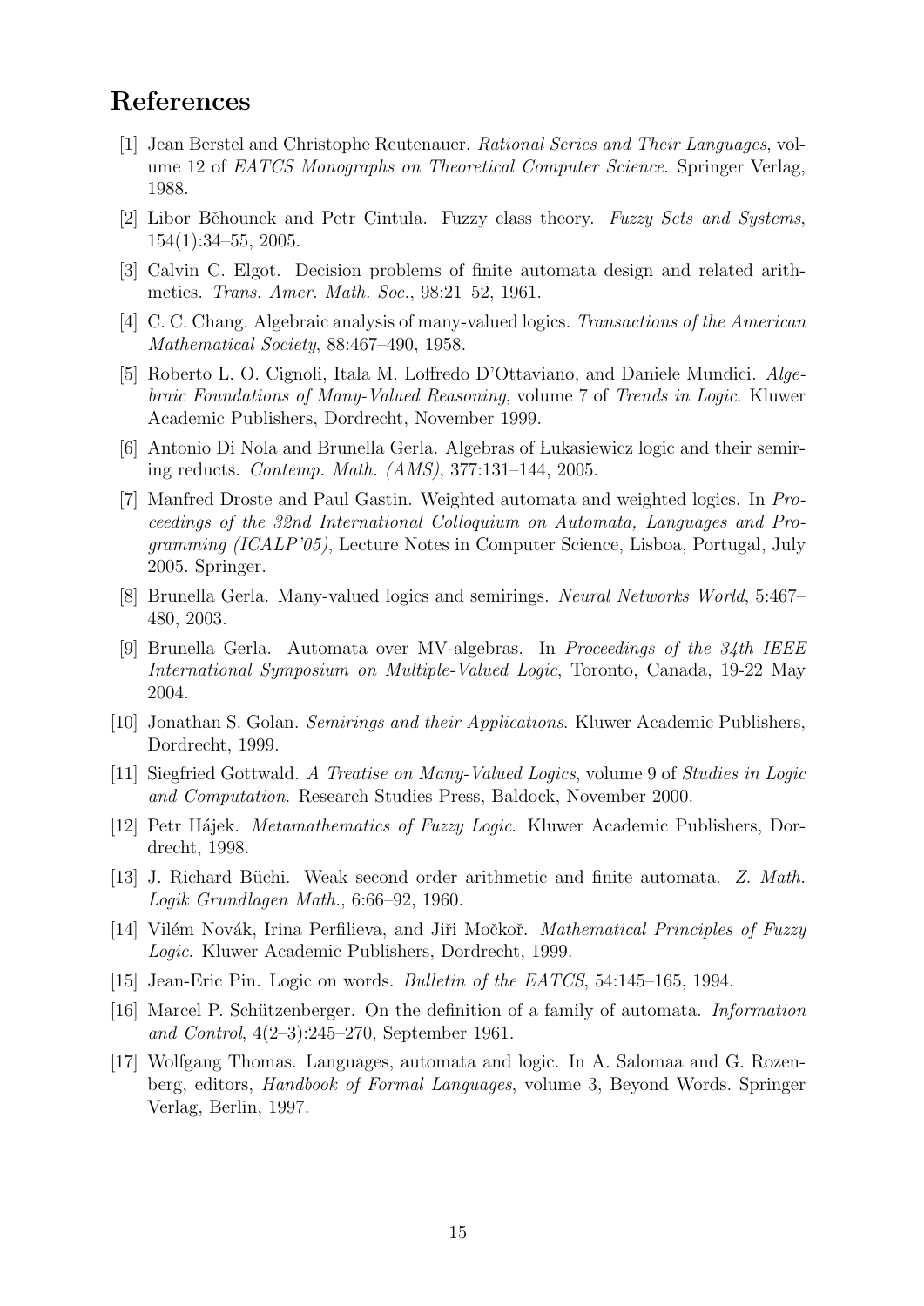## References

[1] Jean Berstel and Christophe Reutenauer. *Rational Series and Their Languages*, volume 12 of *EATCS Monographs on Theoretical Computer Science*. Springer Verlag, 1988.

[2] Libor Běhounek and Petr Cintula. Fuzzy class theory. *Fuzzy Sets and Systems*, 154(1):34–55, 2005.

[3] Calvin C. Elgot. Decision problems of finite automata design and related arithmetics. *Trans. Amer. Math. Soc.*, 98:21–52, 1961.

[4] C. C. Chang. Algebraic analysis of many-valued logics. *Transactions of the American Mathematical Society*, 88:467–490, 1958.

[5] Roberto L. O. Cignoli, Itala M. Loffredo D'Ottaviano, and Daniele Mundici. *Algebraic Foundations of Many-Valued Reasoning*, volume 7 of *Trends in Logic*. Kluwer Academic Publishers, Dordrecht, November 1999.

[6] Antonio Di Nola and Brunella Gerla. Algebras of Łukasiewicz logic and their semiring reducts. *Contemp. Math. (AMS)*, 377:131–144, 2005.

[7] Manfred Droste and Paul Gastin. Weighted automata and weighted logics. In *Proceedings of the 32nd International Colloquium on Automata, Languages and Programming (ICALP'05)*, Lecture Notes in Computer Science, Lisboa, Portugal, July 2005. Springer.

[8] Brunella Gerla. Many-valued logics and semirings. *Neural Networks World*, 5:467–480, 2003.

[9] Brunella Gerla. Automata over MV-algebras. In *Proceedings of the 34th IEEE International Symposium on Multiple-Valued Logic*, Toronto, Canada, 19-22 May 2004.

[10] Jonathan S. Golan. *Semirings and their Applications*. Kluwer Academic Publishers, Dordrecht, 1999.

[11] Siegfried Gottwald. *A Treatise on Many-Valued Logics*, volume 9 of *Studies in Logic and Computation*. Research Studies Press, Baldock, November 2000.

[12] Petr Hájek. *Metamathematics of Fuzzy Logic*. Kluwer Academic Publishers, Dordrecht, 1998.

[13] J. Richard Büchi. Weak second order arithmetic and finite automata. *Z. Math. Logik Grundlagen Math.*, 6:66–92, 1960.

[14] Vilém Novák, Irina Perfilieva, and Jiři Močkoř. *Mathematical Principles of Fuzzy Logic*. Kluwer Academic Publishers, Dordrecht, 1999.

[15] Jean-Eric Pin. Logic on words. *Bulletin of the EATCS*, 54:145–165, 1994.

[16] Marcel P. Schützenberger. On the definition of a family of automata. *Information and Control*, 4(2–3):245–270, September 1961.

[17] Wolfgang Thomas. Languages, automata and logic. In A. Salomaa and G. Rozenberg, editors, *Handbook of Formal Languages*, volume 3, Beyond Words. Springer Verlag, Berlin, 1997.